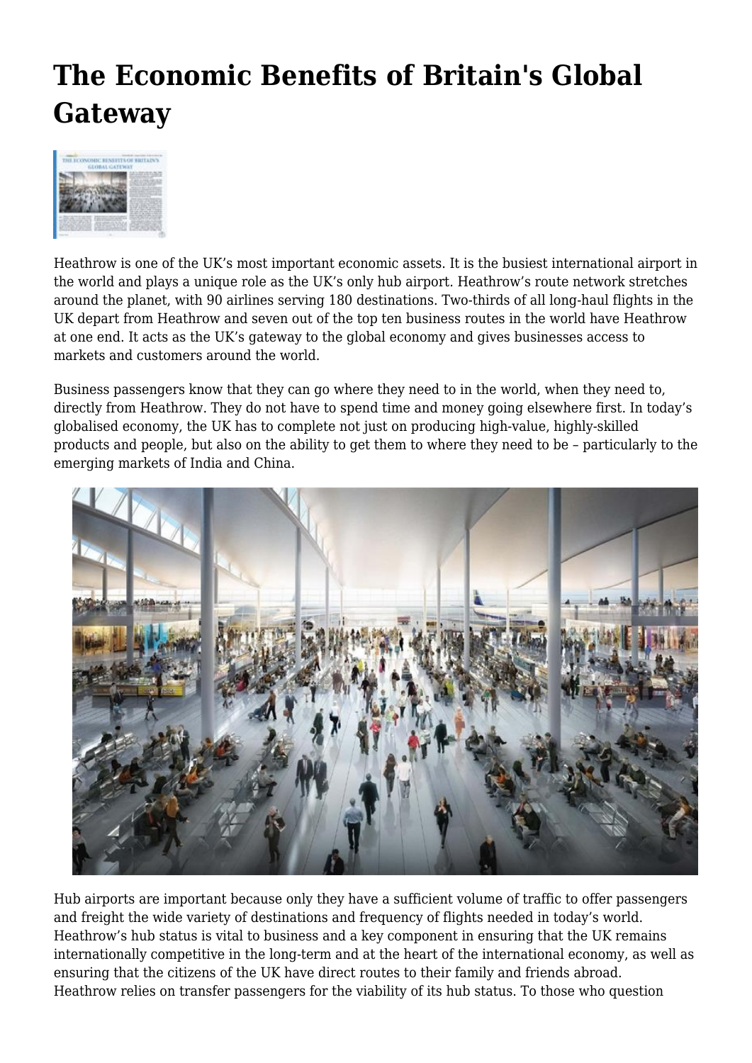# The Economic Benefits of Britain's Global Gateway

Heathrow is one of the UK's most important economic assets. It is the busiest international airport in the world and plays a unique role as the UK's only hub airport. Heathrow's route network stretches around the planet, with 90 airlines serving 180 destinations. Two-thirds of all long-haul flights in the UK depart from Heathrow and seven out of the top ten business routes in the world have Heathrow at one end. It acts as the UK's gateway to the global economy and gives businesses access to markets and customers around the world.

Business passengers know that they can go where they need to in the world, when they need to, directly from Heathrow. They do not have to spend time and money going elsewhere first. In today's globalised economy, the UK has to complete not just on producing high-value, highly-skilled products and people, but also on the ability to get them to where they need to be – particularly to the emerging markets of India and China.

Hub airports are important because only they have a sufficient volume of traffic to offer passengers and freight the wide variety of destinations and frequency of flights needed in today's world. Heathrow's hub status is vital to business and a key component in ensuring that the UK remains internationally competitive in the long-term and at the heart of the international economy, as well as ensuring that the citizens of the UK have direct routes to their family and friends abroad. Heathrow relies on transfer passengers for the viability of its hub status. To those who question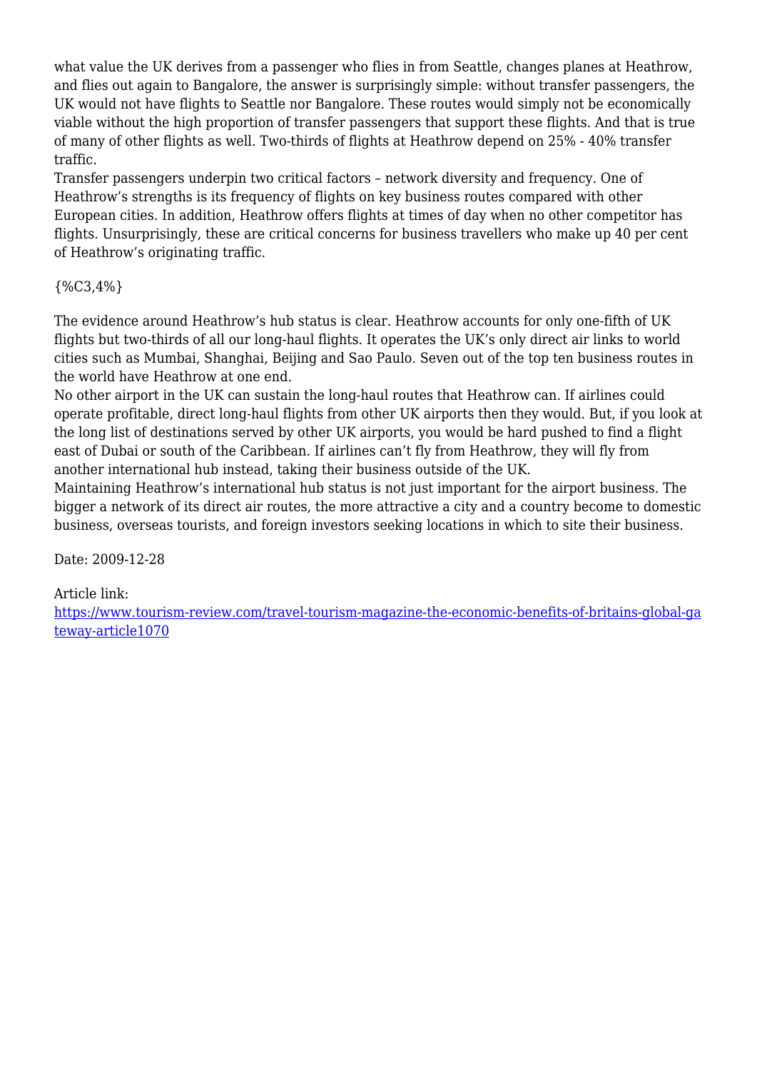what value the UK derives from a passenger who flies in from Seattle, changes planes at Heathrow, and flies out again to Bangalore, the answer is surprisingly simple: without transfer passengers, the UK would not have flights to Seattle nor Bangalore. These routes would simply not be economically viable without the high proportion of transfer passengers that support these flights. And that is true of many of other flights as well. Two-thirds of flights at Heathrow depend on 25% - 40% transfer traffic.

Transfer passengers underpin two critical factors – network diversity and frequency. One of Heathrow's strengths is its frequency of flights on key business routes compared with other European cities. In addition, Heathrow offers flights at times of day when no other competitor has flights. Unsurprisingly, these are critical concerns for business travellers who make up 40 per cent of Heathrow's originating traffic.

{%C3,4%}

The evidence around Heathrow's hub status is clear. Heathrow accounts for only one-fifth of UK flights but two-thirds of all our long-haul flights. It operates the UK's only direct air links to world cities such as Mumbai, Shanghai, Beijing and Sao Paulo. Seven out of the top ten business routes in the world have Heathrow at one end.

No other airport in the UK can sustain the long-haul routes that Heathrow can. If airlines could operate profitable, direct long-haul flights from other UK airports then they would. But, if you look at the long list of destinations served by other UK airports, you would be hard pushed to find a flight east of Dubai or south of the Caribbean. If airlines can't fly from Heathrow, they will fly from another international hub instead, taking their business outside of the UK.

Maintaining Heathrow's international hub status is not just important for the airport business. The bigger a network of its direct air routes, the more attractive a city and a country become to domestic business, overseas tourists, and foreign investors seeking locations in which to site their business.

Date: 2009-12-28

Article link:
[https://www.tourism-review.com/travel-tourism-magazine-the-economic-benefits-of-britains-global-gateway-article1070](https://www.tourism-review.com/travel-tourism-magazine-the-economic-benefits-of-britains-global-gateway-article1070)